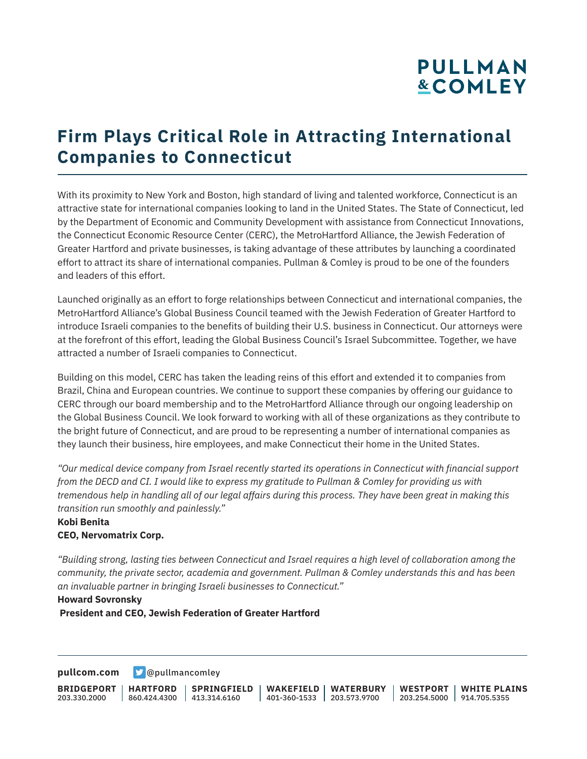# Firm Plays Critical Role in Attracting International Companies to Connecticut

With its proximity to New York and Boston, high standard of living and talented workforce, Connecticut is an attractive state for international companies looking to land in the United States. The State of Connecticut, led by the Department of Economic and Community Development with assistance from Connecticut Innovations, the Connecticut Economic Resource Center (CERC), the MetroHartford Alliance, the Jewish Federation of Greater Hartford and private businesses, is taking advantage of these attributes by launching a coordinated effort to attract its share of international companies. Pullman & Comley is proud to be one of the founders and leaders of this effort.

Launched originally as an effort to forge relationships between Connecticut and international companies, the MetroHartford Alliance's Global Business Council teamed with the Jewish Federation of Greater Hartford to introduce Israeli companies to the benefits of building their U.S. business in Connecticut. Our attorneys were at the forefront of this effort, leading the Global Business Council's Israel Subcommittee. Together, we have attracted a number of Israeli companies to Connecticut.

Building on this model, CERC has taken the leading reins of this effort and extended it to companies from Brazil, China and European countries. We continue to support these companies by offering our guidance to CERC through our board membership and to the MetroHartford Alliance through our ongoing leadership on the Global Business Council. We look forward to working with all of these organizations as they contribute to the bright future of Connecticut, and are proud to be representing a number of international companies as they launch their business, hire employees, and make Connecticut their home in the United States.

*"Our medical device company from Israel recently started its operations in Connecticut with financial support from the DECD and CI. I would like to express my gratitude to Pullman & Comley for providing us with tremendous help in handling all of our legal affairs during this process. They have been great in making this transition run smoothly and painlessly."*

**Kobi Benita**
**CEO, Nervomatrix Corp.**

*"Building strong, lasting ties between Connecticut and Israel requires a high level of collaboration among the community, the private sector, academia and government. Pullman & Comley understands this and has been an invaluable partner in bringing Israeli businesses to Connecticut."*

**Howard Sovronsky**
**President and CEO, Jewish Federation of Greater Hartford**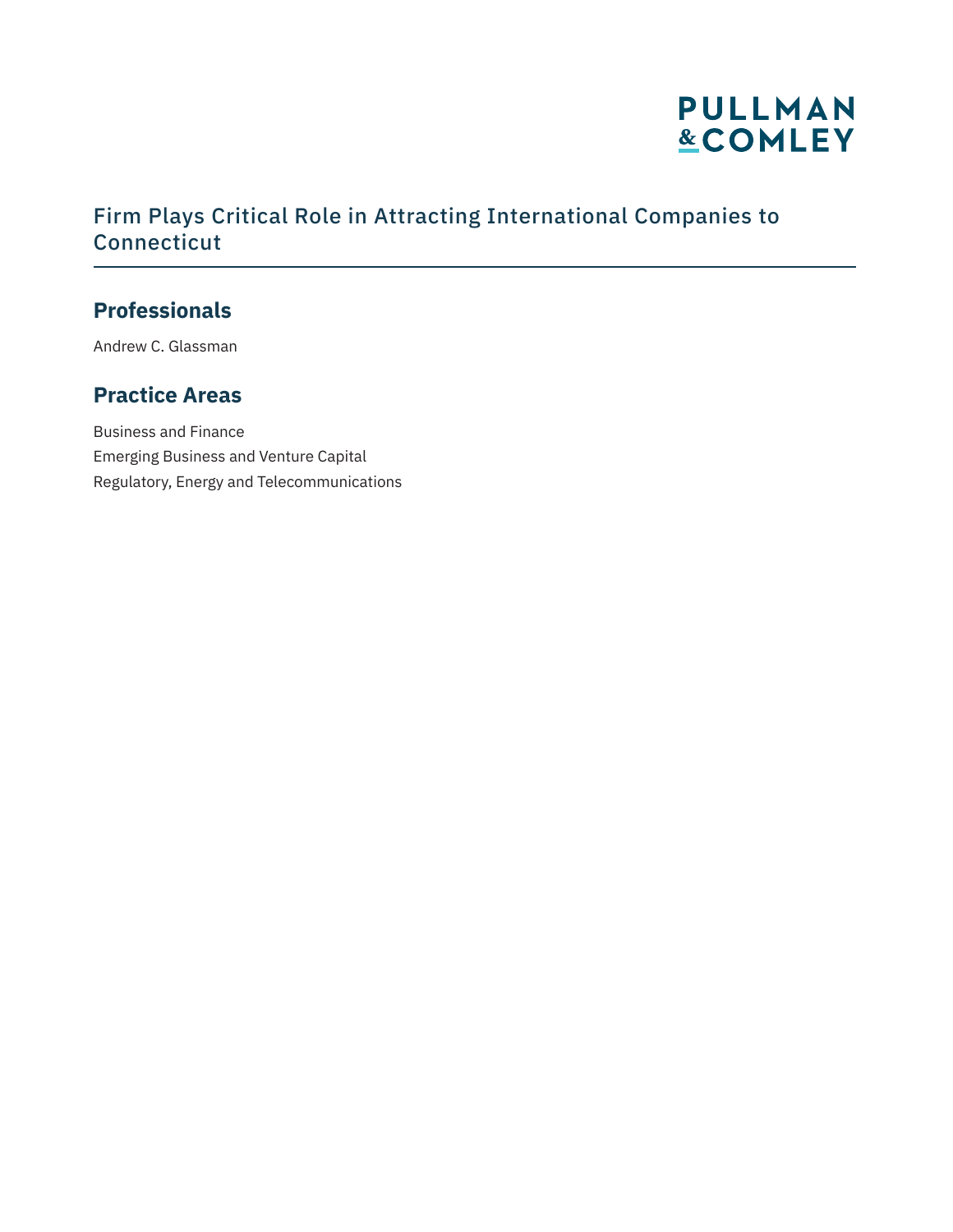# Firm Plays Critical Role in Attracting International Companies to Connecticut

## Professionals

Andrew C. Glassman

## Practice Areas

Business and Finance
Emerging Business and Venture Capital
Regulatory, Energy and Telecommunications